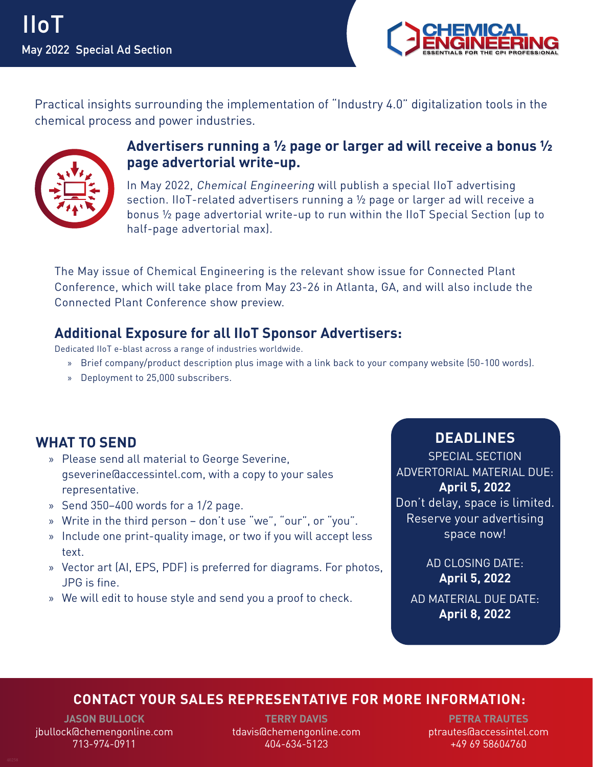# IIoT

May 2022 Special Ad Section

CHEMICAL ENGINEERING
ESSENTIALS FOR THE CPI PROFESSIONAL

Practical insights surrounding the implementation of "Industry 4.0" digitalization tools in the chemical process and power industries.

## Advertisers running a ½ page or larger ad will receive a bonus ½ page advertorial write-up.

In May 2022, *Chemical Engineering* will publish a special IIoT advertising section. IIoT-related advertisers running a ½ page or larger ad will receive a bonus ½ page advertorial write-up to run within the IIoT Special Section (up to half-page advertorial max).

The May issue of Chemical Engineering is the relevant show issue for Connected Plant Conference, which will take place from May 23-26 in Atlanta, GA, and will also include the Connected Plant Conference show preview.

## Additional Exposure for all IIoT Sponsor Advertisers:

Dedicated IIoT e-blast across a range of industries worldwide.

- Brief company/product description plus image with a link back to your company website (50-100 words).
- Deployment to 25,000 subscribers.

## WHAT TO SEND

- Please send all material to George Severine, gseverine@accessintel.com, with a copy to your sales representative.
- Send 350–400 words for a 1/2 page.
- Write in the third person – don't use "we", "our", or "you".
- Include one print-quality image, or two if you will accept less text.
- Vector art (AI, EPS, PDF) is preferred for diagrams. For photos, JPG is fine.
- We will edit to house style and send you a proof to check.

## DEADLINES

SPECIAL SECTION ADVERTORIAL MATERIAL DUE:
**April 5, 2022**
Don't delay, space is limited. Reserve your advertising space now!

AD CLOSING DATE:
**April 5, 2022**

AD MATERIAL DUE DATE:
**April 8, 2022**

## CONTACT YOUR SALES REPRESENTATIVE FOR MORE INFORMATION:

**JASON BULLOCK**
jbullock@chemengonline.com
713-974-0911

**TERRY DAVIS**
tdavis@chemengonline.com
404-634-5123

**PETRA TRAUTES**
ptrautes@accessintel.com
+49 69 58604760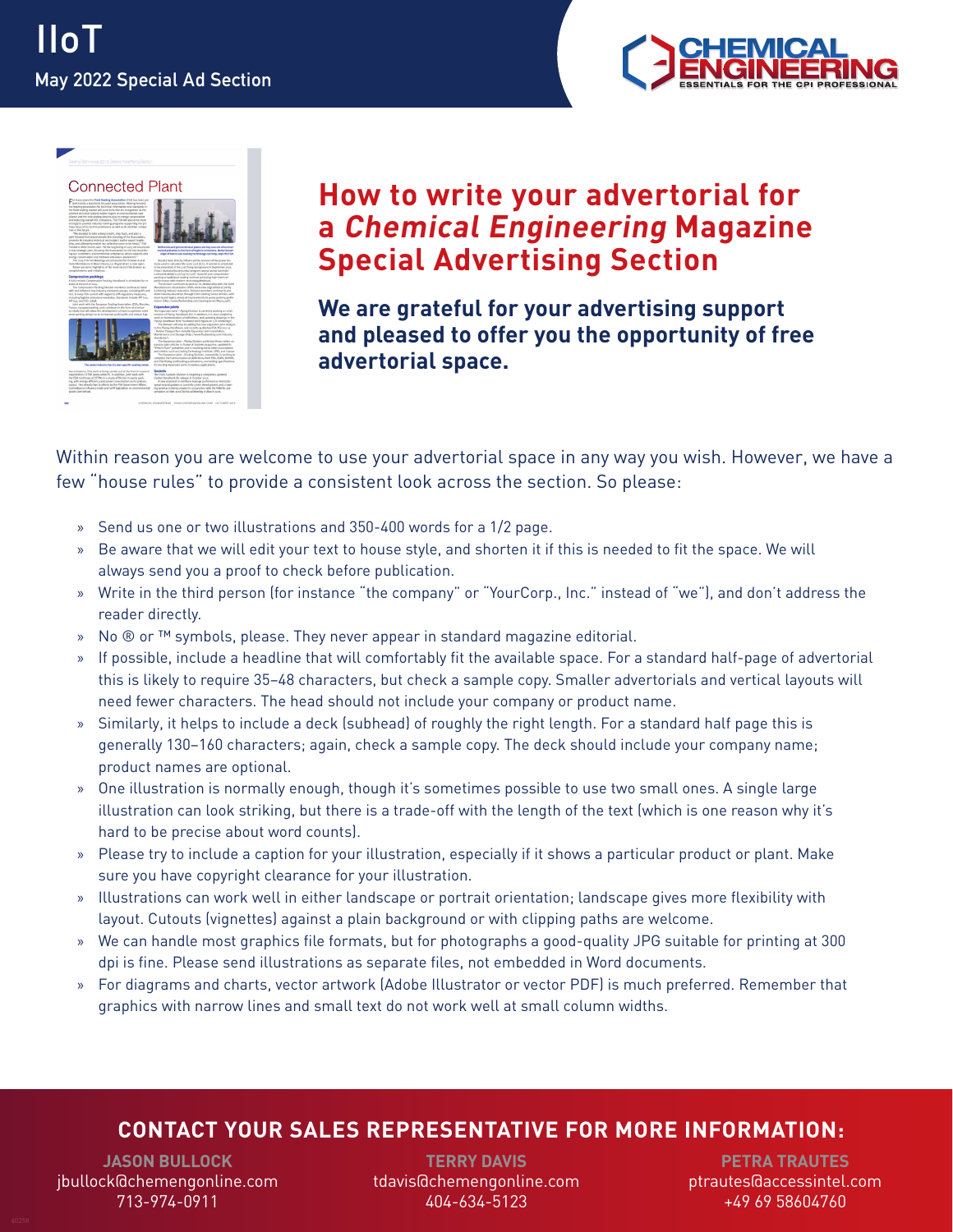IIoT

May 2022 Special Ad Section

CHEMICAL ENGINEERING

ESSENTIALS FOR THE CPI PROFESSIONAL

# How to write your advertorial for a *Chemical Engineering* Magazine Special Advertising Section

**We are grateful for your advertising support and pleased to offer you the opportunity of free advertorial space.**

Within reason you are welcome to use your advertorial space in any way you wish. However, we have a few "house rules" to provide a consistent look across the section. So please:

- Send us one or two illustrations and 350-400 words for a 1/2 page.
- Be aware that we will edit your text to house style, and shorten it if this is needed to fit the space. We will always send you a proof to check before publication.
- Write in the third person (for instance "the company" or "YourCorp., Inc." instead of "we"), and don't address the reader directly.
- No ® or ™ symbols, please. They never appear in standard magazine editorial.
- If possible, include a headline that will comfortably fit the available space. For a standard half-page of advertorial this is likely to require 35–48 characters, but check a sample copy. Smaller advertorials and vertical layouts will need fewer characters. The head should not include your company or product name.
- Similarly, it helps to include a deck (subhead) of roughly the right length. For a standard half page this is generally 130–160 characters; again, check a sample copy. The deck should include your company name; product names are optional.
- One illustration is normally enough, though it's sometimes possible to use two small ones. A single large illustration can look striking, but there is a trade-off with the length of the text (which is one reason why it's hard to be precise about word counts).
- Please try to include a caption for your illustration, especially if it shows a particular product or plant. Make sure you have copyright clearance for your illustration.
- Illustrations can work well in either landscape or portrait orientation; landscape gives more flexibility with layout. Cutouts (vignettes) against a plain background or with clipping paths are welcome.
- We can handle most graphics file formats, but for photographs a good-quality JPG suitable for printing at 300 dpi is fine. Please send illustrations as separate files, not embedded in Word documents.
- For diagrams and charts, vector artwork (Adobe Illustrator or vector PDF) is much preferred. Remember that graphics with narrow lines and small text do not work well at small column widths.

## CONTACT YOUR SALES REPRESENTATIVE FOR MORE INFORMATION:

**JASON BULLOCK**
jbullock@chemengonline.com
713-974-0911

**TERRY DAVIS**
tdavis@chemengonline.com
404-634-5123

**PETRA TRAUTES**
ptrautes@accessintel.com
+49 69 58604760